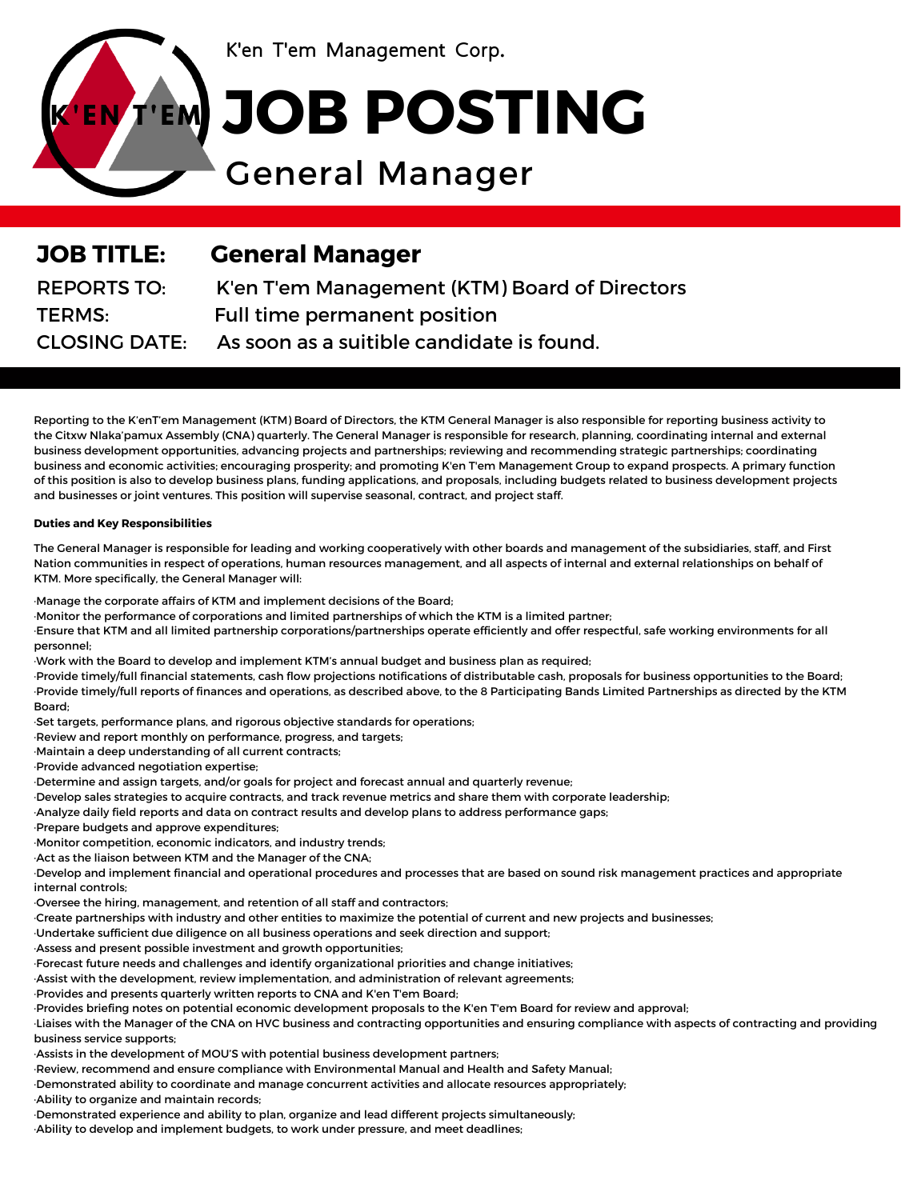K'en T'em Management Corp.

# JOB POSTING

## General Manager

**JOB TITLE:** **General Manager**

REPORTS TO: K'en T'em Management (KTM) Board of Directors

TERMS: Full time permanent position

CLOSING DATE: As soon as a suitible candidate is found.

Reporting to the K'enT'em Management (KTM) Board of Directors, the KTM General Manager is also responsible for reporting business activity to the Citxw Nlaka'pamux Assembly (CNA) quarterly. The General Manager is responsible for research, planning, coordinating internal and external business development opportunities, advancing projects and partnerships; reviewing and recommending strategic partnerships; coordinating business and economic activities; encouraging prosperity; and promoting K'en T'em Management Group to expand prospects. A primary function of this position is also to develop business plans, funding applications, and proposals, including budgets related to business development projects and businesses or joint ventures. This position will supervise seasonal, contract, and project staff.

**Duties and Key Responsibilities**

The General Manager is responsible for leading and working cooperatively with other boards and management of the subsidiaries, staff, and First Nation communities in respect of operations, human resources management, and all aspects of internal and external relationships on behalf of KTM. More specifically, the General Manager will:

- Manage the corporate affairs of KTM and implement decisions of the Board;
- Monitor the performance of corporations and limited partnerships of which the KTM is a limited partner;
- Ensure that KTM and all limited partnership corporations/partnerships operate efficiently and offer respectful, safe working environments for all personnel;
- Work with the Board to develop and implement KTM's annual budget and business plan as required;
- Provide timely/full financial statements, cash flow projections notifications of distributable cash, proposals for business opportunities to the Board;
- Provide timely/full reports of finances and operations, as described above, to the 8 Participating Bands Limited Partnerships as directed by the KTM Board;
- Set targets, performance plans, and rigorous objective standards for operations;
- Review and report monthly on performance, progress, and targets;
- Maintain a deep understanding of all current contracts;
- Provide advanced negotiation expertise;
- Determine and assign targets, and/or goals for project and forecast annual and quarterly revenue;
- Develop sales strategies to acquire contracts, and track revenue metrics and share them with corporate leadership;
- Analyze daily field reports and data on contract results and develop plans to address performance gaps;
- Prepare budgets and approve expenditures;
- Monitor competition, economic indicators, and industry trends;
- Act as the liaison between KTM and the Manager of the CNA;
- Develop and implement financial and operational procedures and processes that are based on sound risk management practices and appropriate internal controls;
- Oversee the hiring, management, and retention of all staff and contractors;
- Create partnerships with industry and other entities to maximize the potential of current and new projects and businesses;
- Undertake sufficient due diligence on all business operations and seek direction and support;
- Assess and present possible investment and growth opportunities;
- Forecast future needs and challenges and identify organizational priorities and change initiatives;
- Assist with the development, review implementation, and administration of relevant agreements;
- Provides and presents quarterly written reports to CNA and K'en T'em Board;
- Provides briefing notes on potential economic development proposals to the K'en T'em Board for review and approval;
- Liaises with the Manager of the CNA on HVC business and contracting opportunities and ensuring compliance with aspects of contracting and providing business service supports;
- Assists in the development of MOU'S with potential business development partners;
- Review, recommend and ensure compliance with Environmental Manual and Health and Safety Manual;
- Demonstrated ability to coordinate and manage concurrent activities and allocate resources appropriately;
- Ability to organize and maintain records;
- Demonstrated experience and ability to plan, organize and lead different projects simultaneously;
- Ability to develop and implement budgets, to work under pressure, and meet deadlines;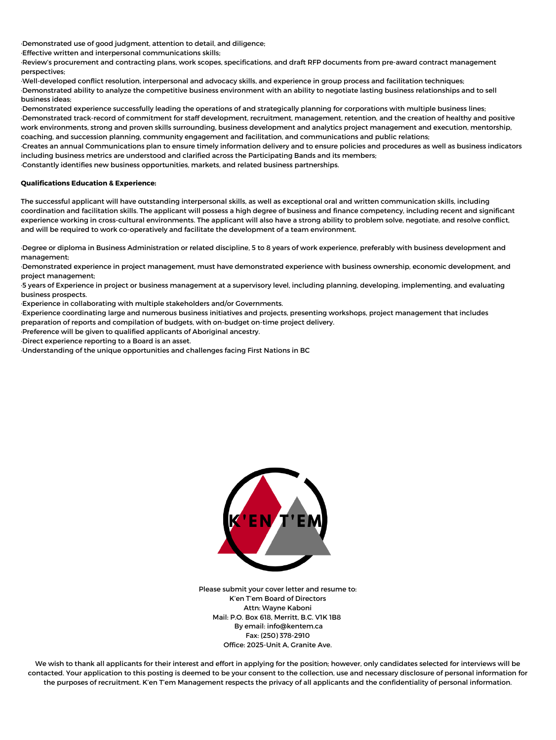·Demonstrated use of good judgment, attention to detail, and diligence;
·Effective written and interpersonal communications skills;
·Review's procurement and contracting plans, work scopes, specifications, and draft RFP documents from pre-award contract management perspectives;
·Well-developed conflict resolution, interpersonal and advocacy skills, and experience in group process and facilitation techniques;
·Demonstrated ability to analyze the competitive business environment with an ability to negotiate lasting business relationships and to sell business ideas;
·Demonstrated experience successfully leading the operations of and strategically planning for corporations with multiple business lines;
·Demonstrated track-record of commitment for staff development, recruitment, management, retention, and the creation of healthy and positive work environments, strong and proven skills surrounding, business development and analytics project management and execution, mentorship, coaching, and succession planning, community engagement and facilitation, and communications and public relations;
·Creates an annual Communications plan to ensure timely information delivery and to ensure policies and procedures as well as business indicators including business metrics are understood and clarified across the Participating Bands and its members;
·Constantly identifies new business opportunities, markets, and related business partnerships.

**Qualifications Education & Experience:**

The successful applicant will have outstanding interpersonal skills, as well as exceptional oral and written communication skills, including coordination and facilitation skills. The applicant will possess a high degree of business and finance competency, including recent and significant experience working in cross-cultural environments. The applicant will also have a strong ability to problem solve, negotiate, and resolve conflict, and will be required to work co-operatively and facilitate the development of a team environment.

·Degree or diploma in Business Administration or related discipline, 5 to 8 years of work experience, preferably with business development and management;
·Demonstrated experience in project management, must have demonstrated experience with business ownership, economic development, and project management;
·5 years of Experience in project or business management at a supervisory level, including planning, developing, implementing, and evaluating business prospects.
·Experience in collaborating with multiple stakeholders and/or Governments.
·Experience coordinating large and numerous business initiatives and projects, presenting workshops, project management that includes preparation of reports and compilation of budgets, with on-budget on-time project delivery.
·Preference will be given to qualified applicants of Aboriginal ancestry.
·Direct experience reporting to a Board is an asset.
·Understanding of the unique opportunities and challenges facing First Nations in BC

K'EN T'EM

Please submit your cover letter and resume to:
K'en T'em Board of Directors
Attn: Wayne Kaboni
Mail: P.O. Box 618, Merritt, B.C. V1K 1B8
By email: info@kentem.ca
Fax: (250) 378-2910
Office: 2025-Unit A, Granite Ave.

We wish to thank all applicants for their interest and effort in applying for the position; however, only candidates selected for interviews will be contacted. Your application to this posting is deemed to be your consent to the collection, use and necessary disclosure of personal information for the purposes of recruitment. K'en T'em Management respects the privacy of all applicants and the confidentiality of personal information.